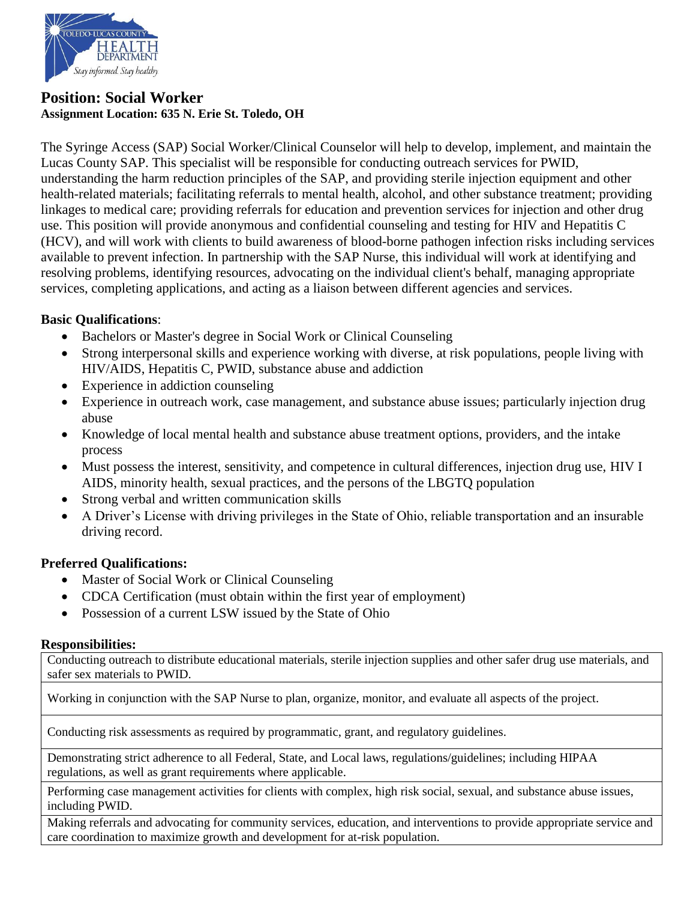## Position: Social Worker

**Assignment Location: 635 N. Erie St. Toledo, OH**

The Syringe Access (SAP) Social Worker/Clinical Counselor will help to develop, implement, and maintain the Lucas County SAP. This specialist will be responsible for conducting outreach services for PWID, understanding the harm reduction principles of the SAP, and providing sterile injection equipment and other health-related materials; facilitating referrals to mental health, alcohol, and other substance treatment; providing linkages to medical care; providing referrals for education and prevention services for injection and other drug use. This position will provide anonymous and confidential counseling and testing for HIV and Hepatitis C (HCV), and will work with clients to build awareness of blood-borne pathogen infection risks including services available to prevent infection. In partnership with the SAP Nurse, this individual will work at identifying and resolving problems, identifying resources, advocating on the individual client's behalf, managing appropriate services, completing applications, and acting as a liaison between different agencies and services.

**Basic Qualifications**:

- Bachelors or Master's degree in Social Work or Clinical Counseling
- Strong interpersonal skills and experience working with diverse, at risk populations, people living with HIV/AIDS, Hepatitis C, PWID, substance abuse and addiction
- Experience in addiction counseling
- Experience in outreach work, case management, and substance abuse issues; particularly injection drug abuse
- Knowledge of local mental health and substance abuse treatment options, providers, and the intake process
- Must possess the interest, sensitivity, and competence in cultural differences, injection drug use, HIV I AIDS, minority health, sexual practices, and the persons of the LBGTQ population
- Strong verbal and written communication skills
- A Driver's License with driving privileges in the State of Ohio, reliable transportation and an insurable driving record.

**Preferred Qualifications:**

- Master of Social Work or Clinical Counseling
- CDCA Certification (must obtain within the first year of employment)
- Possession of a current LSW issued by the State of Ohio

**Responsibilities:**

| Responsibilities |
|---|
| Conducting outreach to distribute educational materials, sterile injection supplies and other safer drug use materials, and safer sex materials to PWID. |
| Working in conjunction with the SAP Nurse to plan, organize, monitor, and evaluate all aspects of the project. |
| Conducting risk assessments as required by programmatic, grant, and regulatory guidelines. |
| Demonstrating strict adherence to all Federal, State, and Local laws, regulations/guidelines; including HIPAA regulations, as well as grant requirements where applicable. |
| Performing case management activities for clients with complex, high risk social, sexual, and substance abuse issues, including PWID. |
| Making referrals and advocating for community services, education, and interventions to provide appropriate service and care coordination to maximize growth and development for at-risk population. |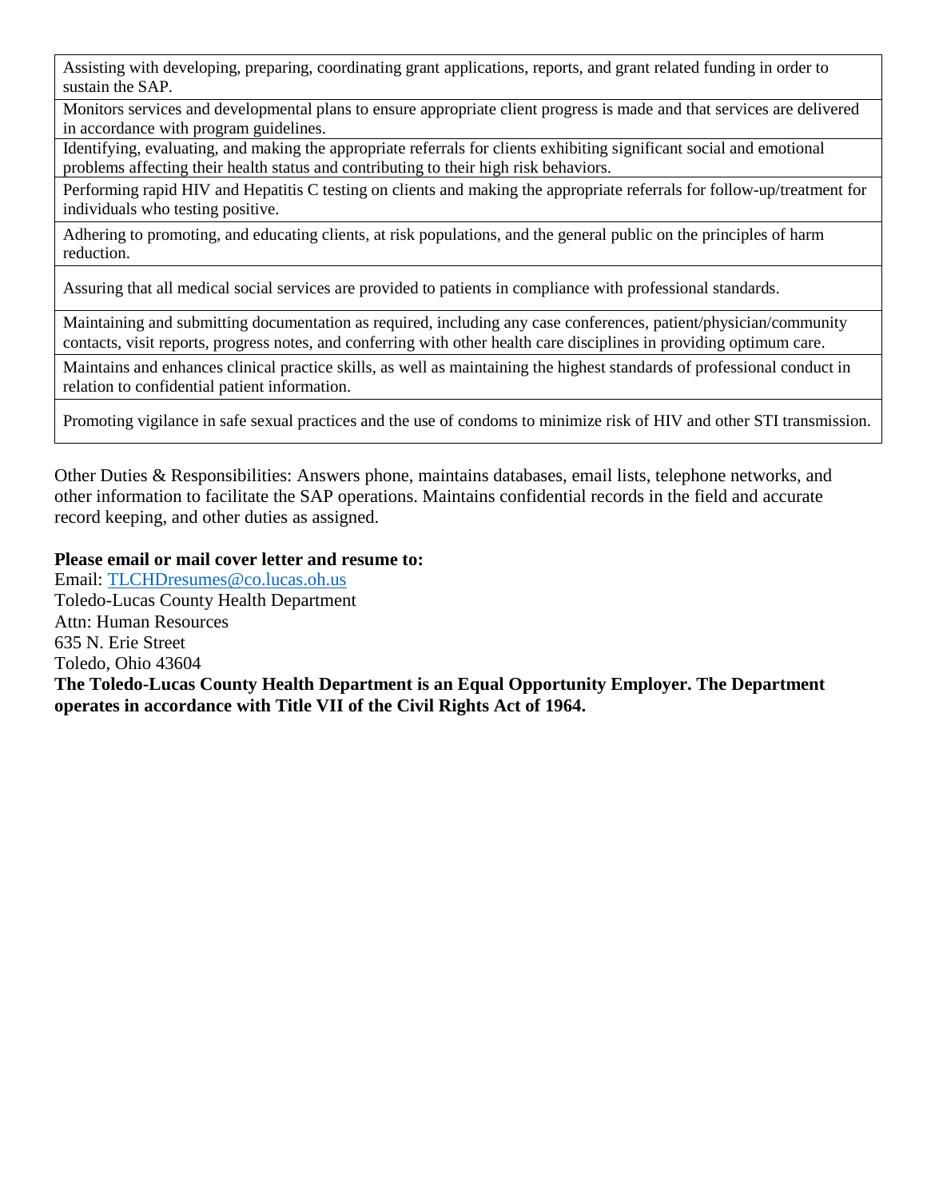| |
|---|
| Assisting with developing, preparing, coordinating grant applications, reports, and grant related funding in order to sustain the SAP. |
| Monitors services and developmental plans to ensure appropriate client progress is made and that services are delivered in accordance with program guidelines. |
| Identifying, evaluating, and making the appropriate referrals for clients exhibiting significant social and emotional problems affecting their health status and contributing to their high risk behaviors. |
| Performing rapid HIV and Hepatitis C testing on clients and making the appropriate referrals for follow-up/treatment for individuals who testing positive. |
| Adhering to promoting, and educating clients, at risk populations, and the general public on the principles of harm reduction. |
| Assuring that all medical social services are provided to patients in compliance with professional standards. |
| Maintaining and submitting documentation as required, including any case conferences, patient/physician/community contacts, visit reports, progress notes, and conferring with other health care disciplines in providing optimum care. |
| Maintains and enhances clinical practice skills, as well as maintaining the highest standards of professional conduct in relation to confidential patient information. |
| Promoting vigilance in safe sexual practices and the use of condoms to minimize risk of HIV and other STI transmission. |

Other Duties & Responsibilities: Answers phone, maintains databases, email lists, telephone networks, and other information to facilitate the SAP operations. Maintains confidential records in the field and accurate record keeping, and other duties as assigned.

**Please email or mail cover letter and resume to:**
Email: TLCHDresumes@co.lucas.oh.us
Toledo-Lucas County Health Department
Attn: Human Resources
635 N. Erie Street
Toledo, Ohio 43604
**The Toledo-Lucas County Health Department is an Equal Opportunity Employer. The Department operates in accordance with Title VII of the Civil Rights Act of 1964.**